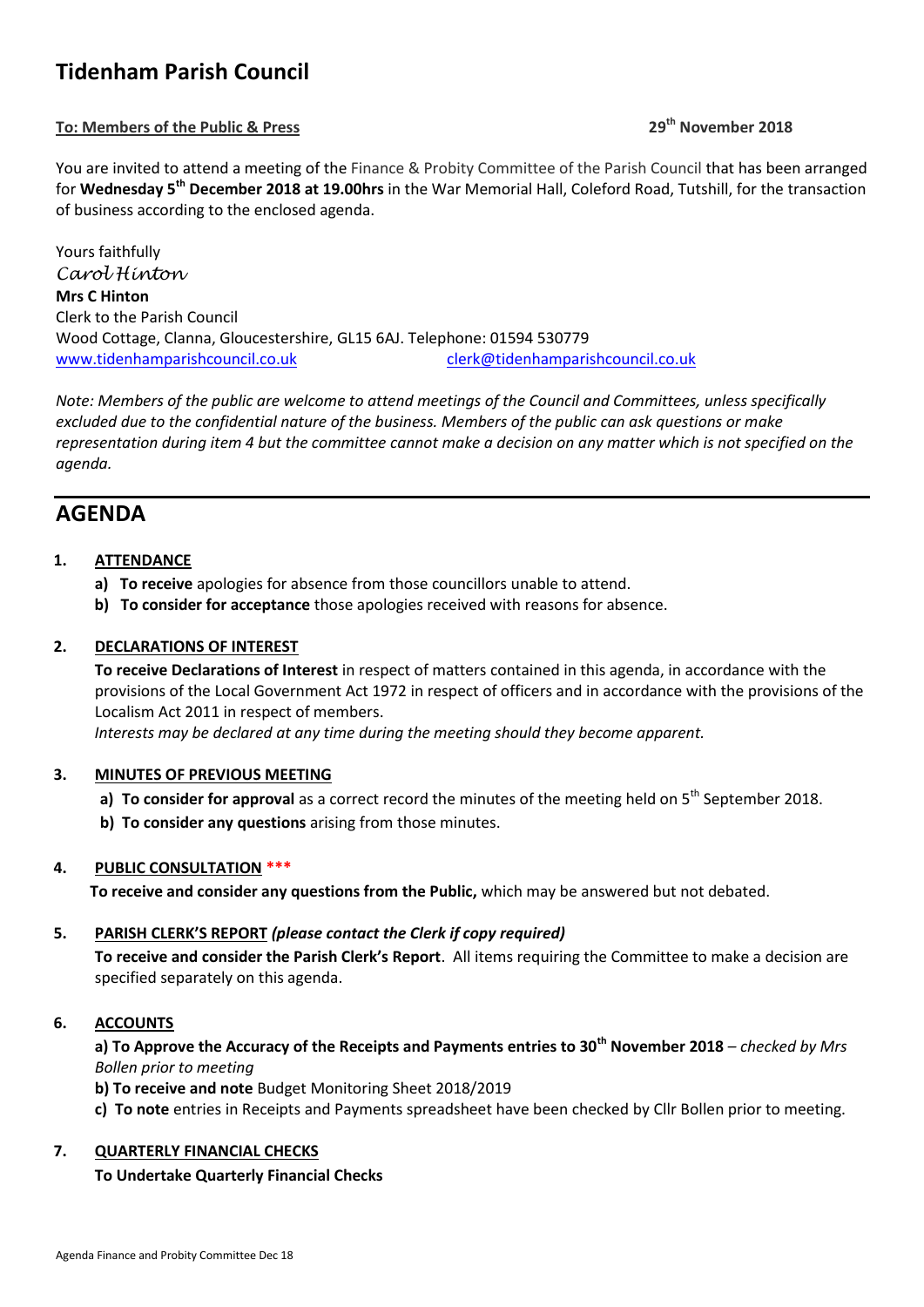# Tidenham Parish Council

**To: Members of the Public & Press** **29th November 2018**

You are invited to attend a meeting of the Finance & Probity Committee of the Parish Council that has been arranged for **Wednesday 5th December 2018 at 19.00hrs** in the War Memorial Hall, Coleford Road, Tutshill, for the transaction of business according to the enclosed agenda.

Yours faithfully
*Carol Hinton*
**Mrs C Hinton**
Clerk to the Parish Council
Wood Cottage, Clanna, Gloucestershire, GL15 6AJ. Telephone: 01594 530779
www.tidenhamparishcouncil.co.uk clerk@tidenhamparishcouncil.co.uk

*Note: Members of the public are welcome to attend meetings of the Council and Committees, unless specifically excluded due to the confidential nature of the business. Members of the public can ask questions or make representation during item 4 but the committee cannot make a decision on any matter which is not specified on the agenda.*

## AGENDA

**1. ATTENDANCE**

a) **To receive** apologies for absence from those councillors unable to attend.
b) **To consider for acceptance** those apologies received with reasons for absence.

**2. DECLARATIONS OF INTEREST**

**To receive Declarations of Interest** in respect of matters contained in this agenda, in accordance with the provisions of the Local Government Act 1972 in respect of officers and in accordance with the provisions of the Localism Act 2011 in respect of members.
*Interests may be declared at any time during the meeting should they become apparent.*

**3. MINUTES OF PREVIOUS MEETING**

a) **To consider for approval** as a correct record the minutes of the meeting held on 5th September 2018.
b) **To consider any questions** arising from those minutes.

**4. PUBLIC CONSULTATION \*\*\***

**To receive and consider any questions from the Public,** which may be answered but not debated.

**5. PARISH CLERK'S REPORT** ***(please contact the Clerk if copy required)***

**To receive and consider the Parish Clerk's Report**. All items requiring the Committee to make a decision are specified separately on this agenda.

**6. ACCOUNTS**

**a) To Approve the Accuracy of the Receipts and Payments entries to 30th November 2018** – *checked by Mrs Bollen prior to meeting*
**b) To receive and note** Budget Monitoring Sheet 2018/2019
**c) To note** entries in Receipts and Payments spreadsheet have been checked by Cllr Bollen prior to meeting.

**7. QUARTERLY FINANCIAL CHECKS**

**To Undertake Quarterly Financial Checks**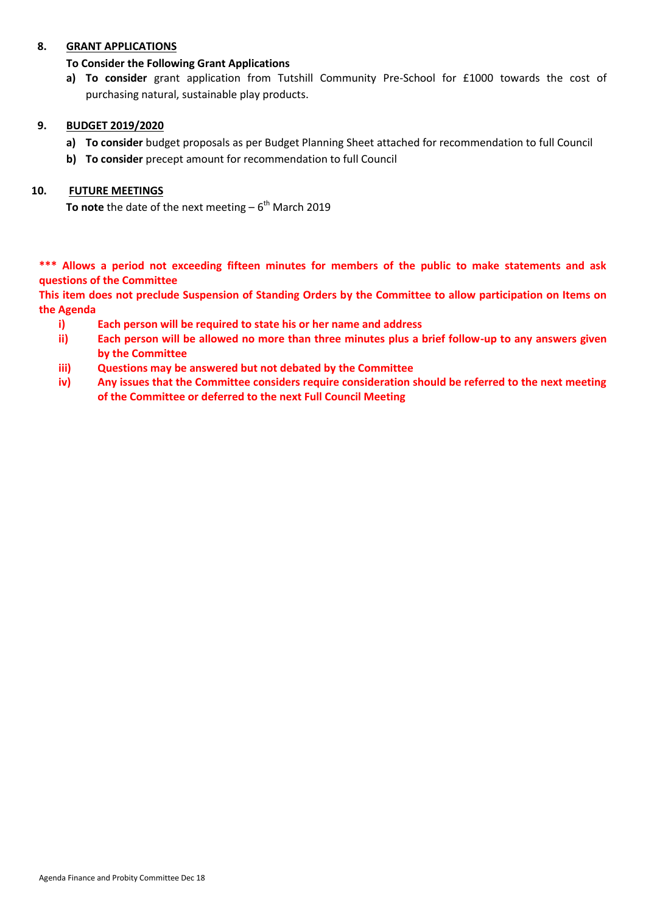**8. GRANT APPLICATIONS**

**To Consider the Following Grant Applications**

a) **To consider** grant application from Tutshill Community Pre-School for £1000 towards the cost of purchasing natural, sustainable play products.

**9. BUDGET 2019/2020**

a) **To consider** budget proposals as per Budget Planning Sheet attached for recommendation to full Council
b) **To consider** precept amount for recommendation to full Council

**10. FUTURE MEETINGS**

**To note** the date of the next meeting – 6th March 2019

**\*\*\* Allows a period not exceeding fifteen minutes for members of the public to make statements and ask questions of the Committee**

**This item does not preclude Suspension of Standing Orders by the Committee to allow participation on Items on the Agenda**

- **i) Each person will be required to state his or her name and address**
- **ii) Each person will be allowed no more than three minutes plus a brief follow-up to any answers given by the Committee**
- **iii) Questions may be answered but not debated by the Committee**
- **iv) Any issues that the Committee considers require consideration should be referred to the next meeting of the Committee or deferred to the next Full Council Meeting**